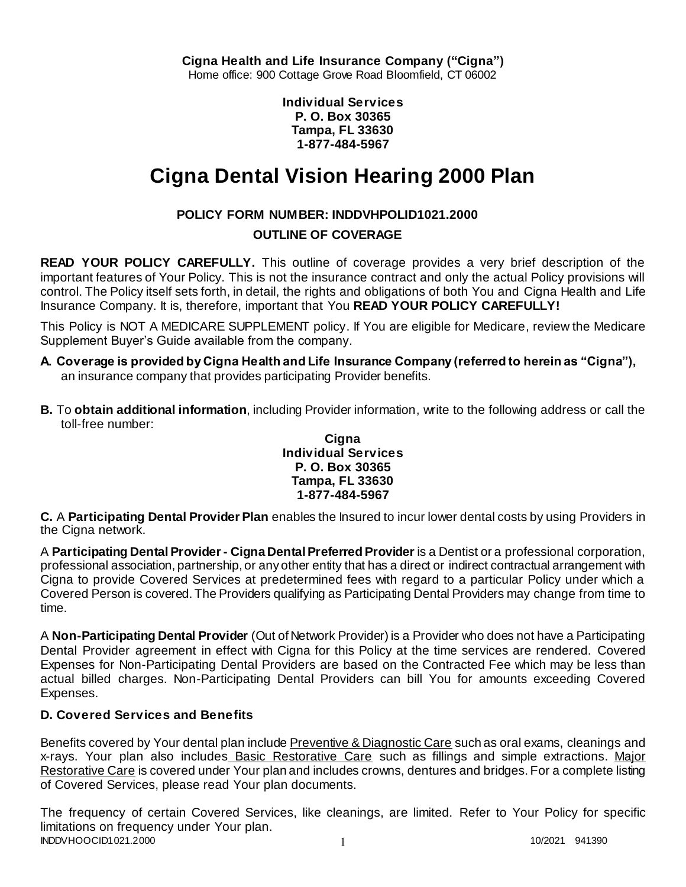**Cigna Health and Life Insurance Company ("Cigna")**
Home office: 900 Cottage Grove Road Bloomfield, CT 06002

**Individual Services**
**P. O. Box 30365**
**Tampa, FL 33630**
**1-877-484-5967**

# Cigna Dental Vision Hearing 2000 Plan

**POLICY FORM NUMBER: INDDVHPOLID1021.2000**

**OUTLINE OF COVERAGE**

**READ YOUR POLICY CAREFULLY.** This outline of coverage provides a very brief description of the important features of Your Policy. This is not the insurance contract and only the actual Policy provisions will control. The Policy itself sets forth, in detail, the rights and obligations of both You and Cigna Health and Life Insurance Company. It is, therefore, important that You **READ YOUR POLICY CAREFULLY!**

This Policy is NOT A MEDICARE SUPPLEMENT policy. If You are eligible for Medicare, review the Medicare Supplement Buyer's Guide available from the company.

**A. Coverage is provided by Cigna Health and Life Insurance Company (referred to herein as "Cigna"),** an insurance company that provides participating Provider benefits.

**B.** To **obtain additional information**, including Provider information, write to the following address or call the toll-free number:

**Cigna**
**Individual Services**
**P. O. Box 30365**
**Tampa, FL 33630**
**1-877-484-5967**

**C.** A **Participating Dental Provider Plan** enables the Insured to incur lower dental costs by using Providers in the Cigna network.

A **Participating Dental Provider - Cigna Dental Preferred Provider** is a Dentist or a professional corporation, professional association, partnership, or any other entity that has a direct or indirect contractual arrangement with Cigna to provide Covered Services at predetermined fees with regard to a particular Policy under which a Covered Person is covered. The Providers qualifying as Participating Dental Providers may change from time to time.

A **Non-Participating Dental Provider** (Out of Network Provider) is a Provider who does not have a Participating Dental Provider agreement in effect with Cigna for this Policy at the time services are rendered. Covered Expenses for Non-Participating Dental Providers are based on the Contracted Fee which may be less than actual billed charges. Non-Participating Dental Providers can bill You for amounts exceeding Covered Expenses.

**D. Covered Services and Benefits**

Benefits covered by Your dental plan include Preventive & Diagnostic Care such as oral exams, cleanings and x-rays. Your plan also includes Basic Restorative Care such as fillings and simple extractions. Major Restorative Care is covered under Your plan and includes crowns, dentures and bridges. For a complete listing of Covered Services, please read Your plan documents.

The frequency of certain Covered Services, like cleanings, are limited. Refer to Your Policy for specific limitations on frequency under Your plan.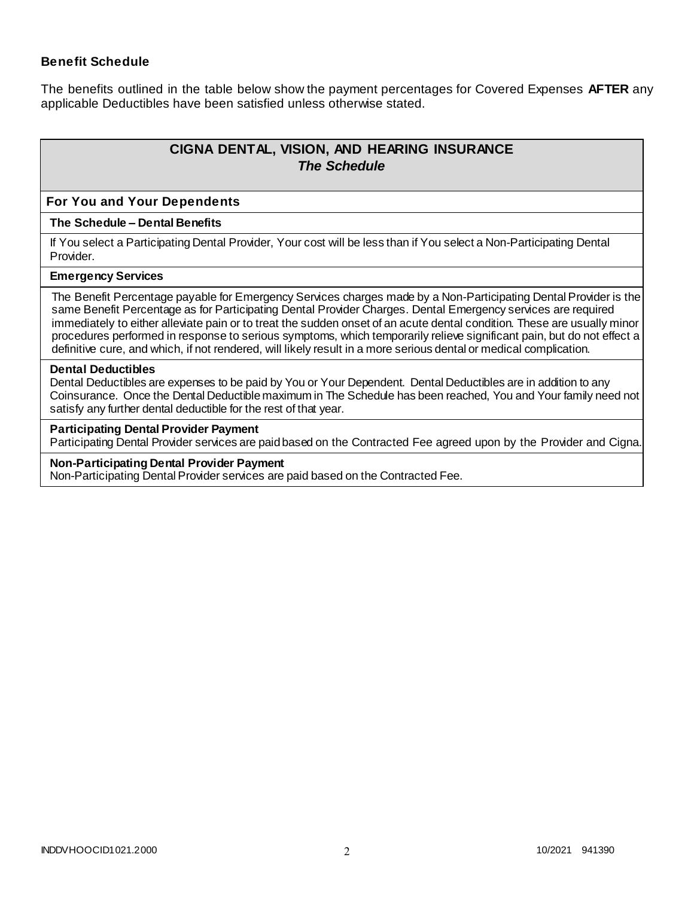### Benefit Schedule

The benefits outlined in the table below show the payment percentages for Covered Expenses **AFTER** any applicable Deductibles have been satisfied unless otherwise stated.

| **CIGNA DENTAL, VISION, AND HEARING INSURANCE** ***The Schedule*** |
|---|
| **For You and Your Dependents** |
| **The Schedule – Dental Benefits** |
| If You select a Participating Dental Provider, Your cost will be less than if You select a Non-Participating Dental Provider. |
| **Emergency Services** |
| The Benefit Percentage payable for Emergency Services charges made by a Non-Participating Dental Provider is the same Benefit Percentage as for Participating Dental Provider Charges. Dental Emergency services are required immediately to either alleviate pain or to treat the sudden onset of an acute dental condition. These are usually minor procedures performed in response to serious symptoms, which temporarily relieve significant pain, but do not effect a definitive cure, and which, if not rendered, will likely result in a more serious dental or medical complication. |
| **Dental Deductibles** Dental Deductibles are expenses to be paid by You or Your Dependent. Dental Deductibles are in addition to any Coinsurance. Once the Dental Deductible maximum in The Schedule has been reached, You and Your family need not satisfy any further dental deductible for the rest of that year. |
| **Participating Dental Provider Payment** Participating Dental Provider services are paid based on the Contracted Fee agreed upon by the Provider and Cigna. |
| **Non-Participating Dental Provider Payment** Non-Participating Dental Provider services are paid based on the Contracted Fee. |

INDDVHOOCID1021.2000 10/2021 941390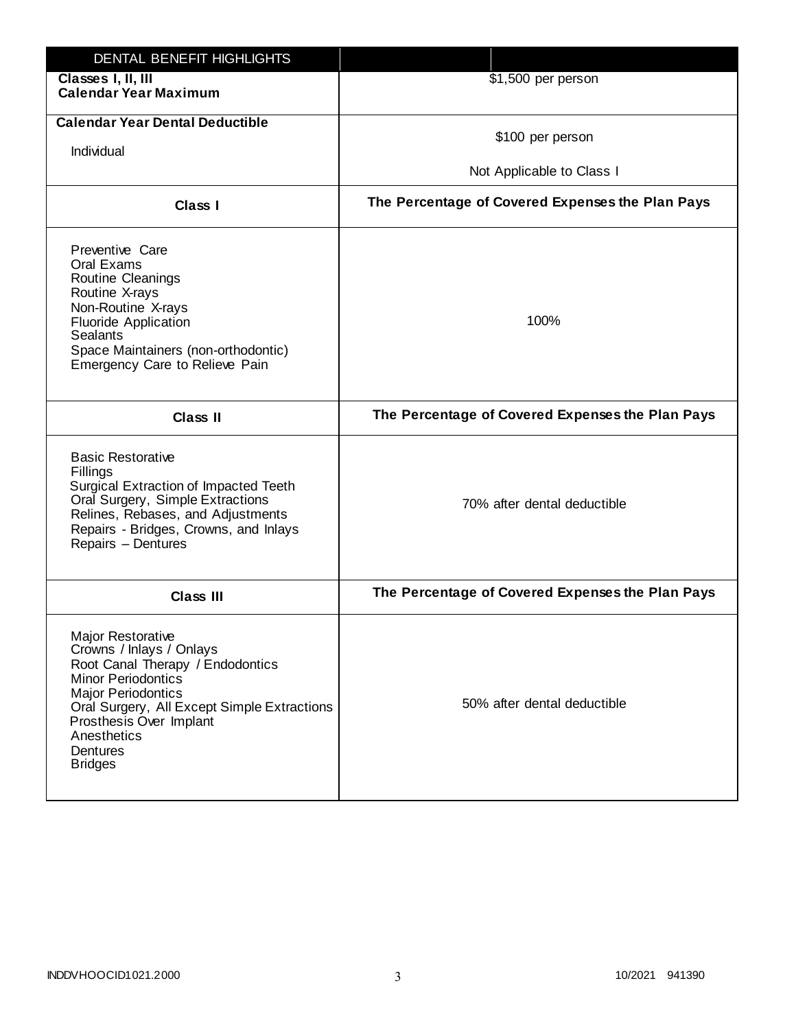| DENTAL BENEFIT HIGHLIGHTS | |
|---|---|
| **Classes I, II, III Calendar Year Maximum** | $1,500 per person |
| **Calendar Year Dental Deductible**<br>Individual | $100 per person<br>Not Applicable to Class I |
| **Class I** | **The Percentage of Covered Expenses the Plan Pays** |
| Preventive Care<br>Oral Exams<br>Routine Cleanings<br>Routine X-rays<br>Non-Routine X-rays<br>Fluoride Application<br>Sealants<br>Space Maintainers (non-orthodontic)<br>Emergency Care to Relieve Pain | 100% |
| **Class II** | **The Percentage of Covered Expenses the Plan Pays** |
| Basic Restorative<br>Fillings<br>Surgical Extraction of Impacted Teeth<br>Oral Surgery, Simple Extractions<br>Relines, Rebases, and Adjustments<br>Repairs - Bridges, Crowns, and Inlays<br>Repairs – Dentures | 70% after dental deductible |
| **Class III** | **The Percentage of Covered Expenses the Plan Pays** |
| Major Restorative<br>Crowns / Inlays / Onlays<br>Root Canal Therapy / Endodontics<br>Minor Periodontics<br>Major Periodontics<br>Oral Surgery, All Except Simple Extractions<br>Prosthesis Over Implant<br>Anesthetics<br>Dentures<br>Bridges | 50% after dental deductible |

INDDVHOOCID1021.2000 10/2021 941390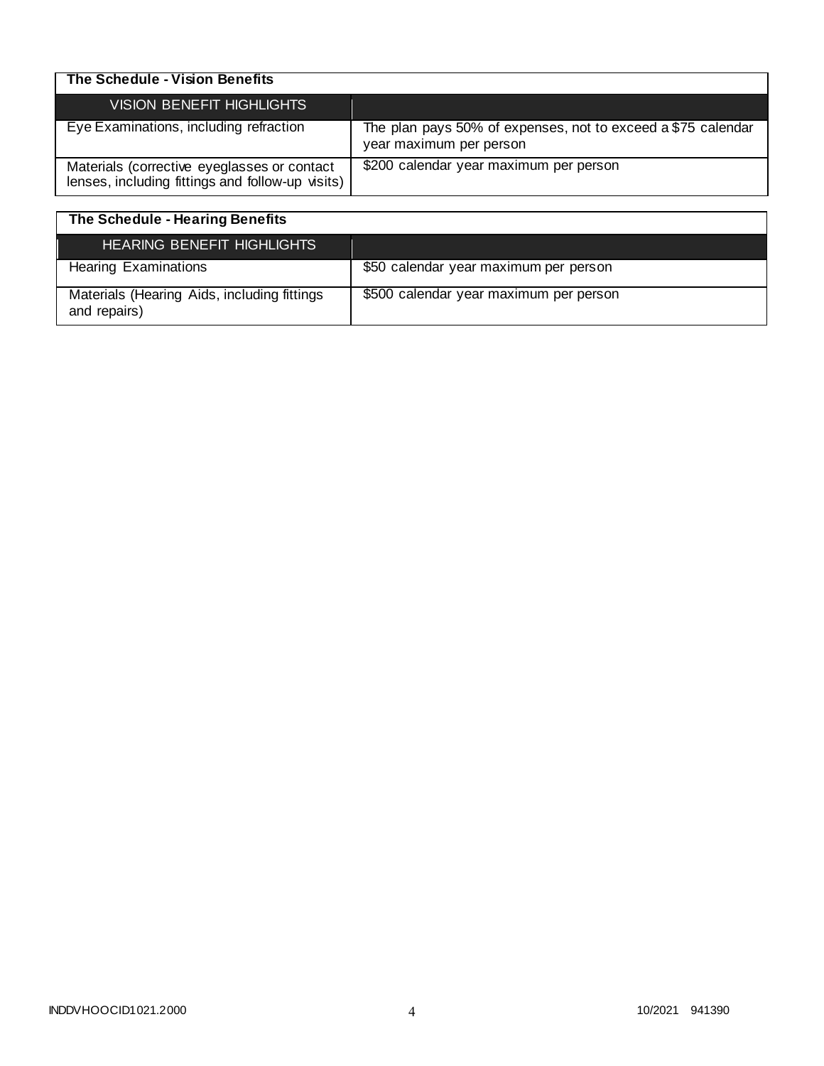| The Schedule - Vision Benefits | |
|---|---|
| **VISION BENEFIT HIGHLIGHTS** | |
| Eye Examinations, including refraction | The plan pays 50% of expenses, not to exceed a $75 calendar year maximum per person |
| Materials (corrective eyeglasses or contact lenses, including fittings and follow-up visits) | $200 calendar year maximum per person |

| The Schedule - Hearing Benefits | |
|---|---|
| **HEARING BENEFIT HIGHLIGHTS** | |
| Hearing Examinations | $50 calendar year maximum per person |
| Materials (Hearing Aids, including fittings and repairs) | $500 calendar year maximum per person |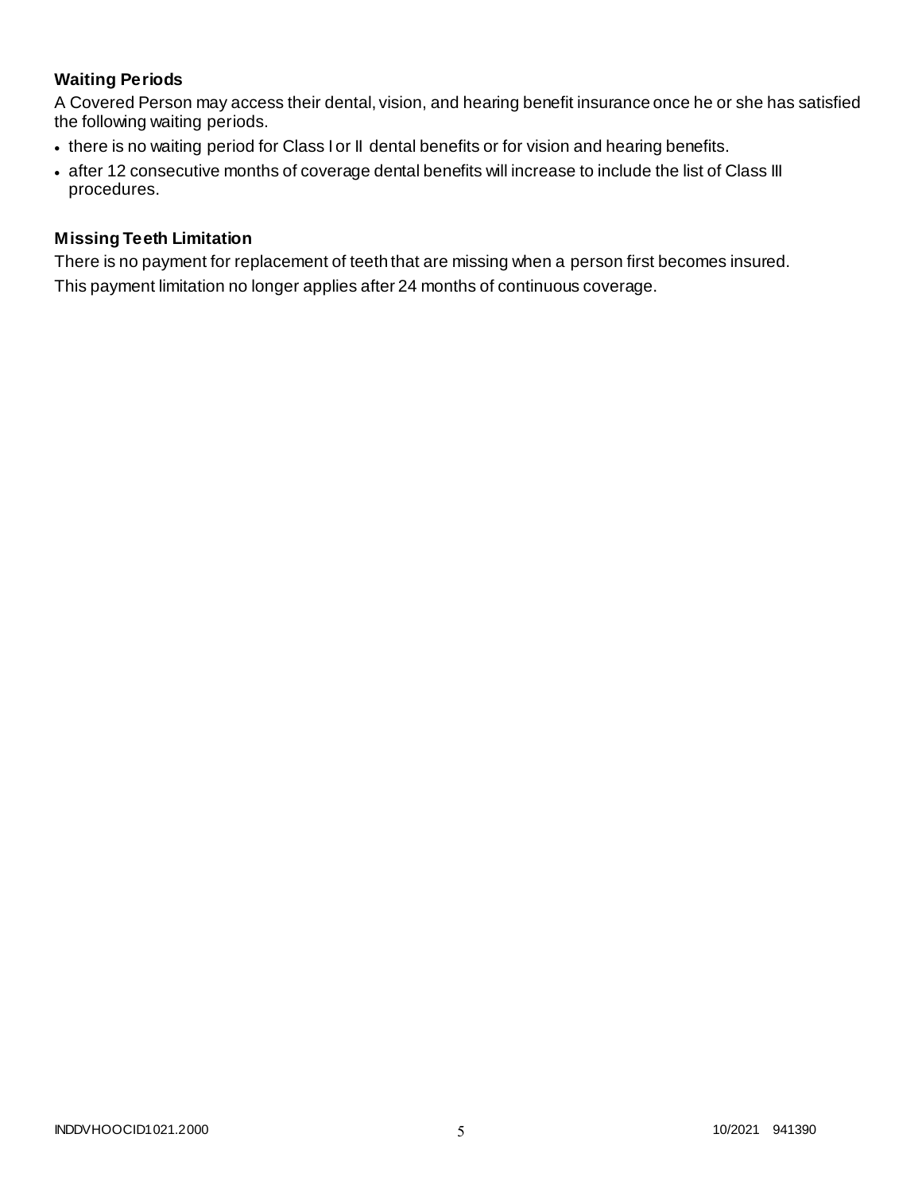### Waiting Periods

A Covered Person may access their dental, vision, and hearing benefit insurance once he or she has satisfied the following waiting periods.

- there is no waiting period for Class I or II dental benefits or for vision and hearing benefits.
- after 12 consecutive months of coverage dental benefits will increase to include the list of Class III procedures.

### Missing Teeth Limitation

There is no payment for replacement of teeth that are missing when a person first becomes insured.

This payment limitation no longer applies after 24 months of continuous coverage.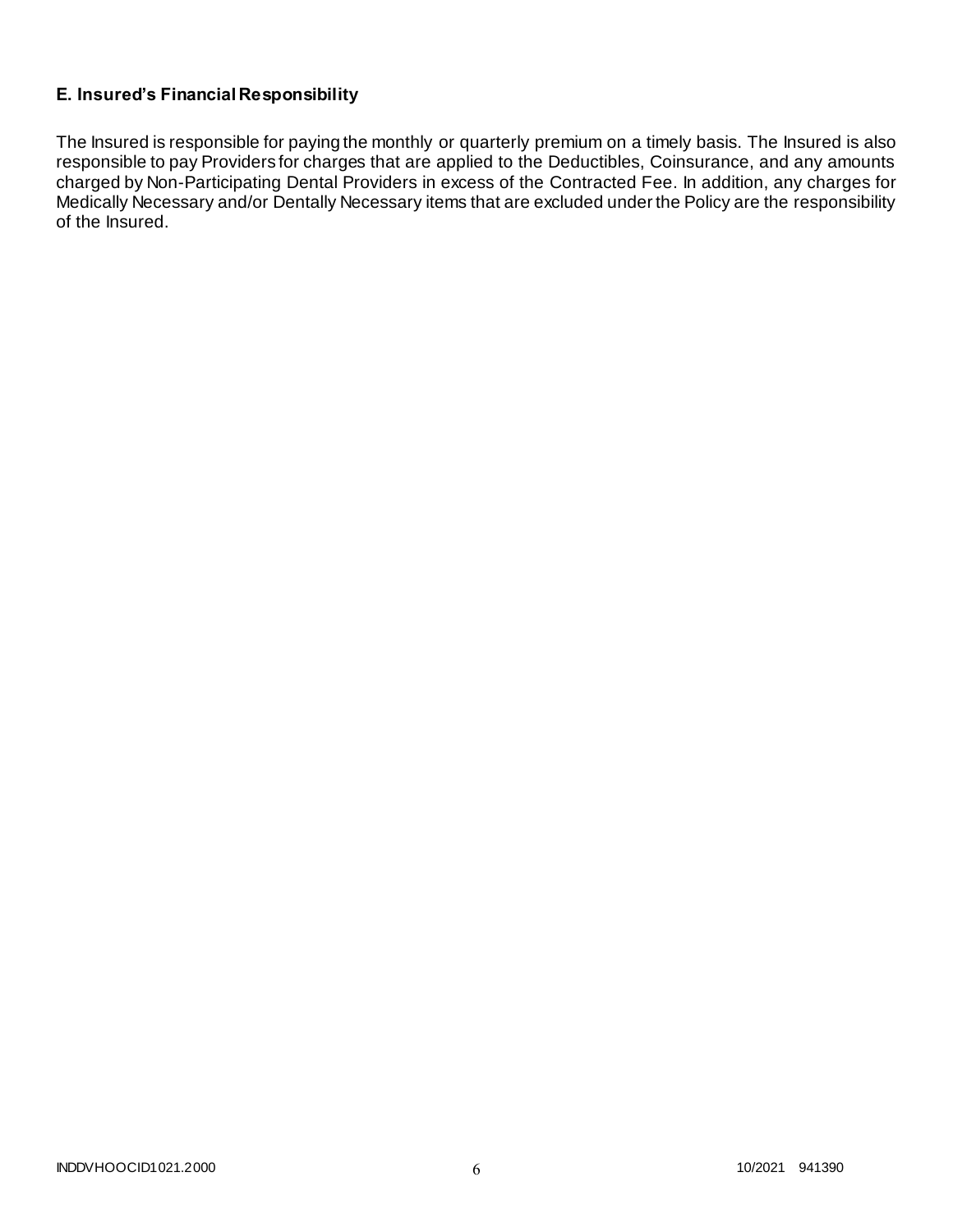### E. Insured's Financial Responsibility

The Insured is responsible for paying the monthly or quarterly premium on a timely basis. The Insured is also responsible to pay Providers for charges that are applied to the Deductibles, Coinsurance, and any amounts charged by Non-Participating Dental Providers in excess of the Contracted Fee. In addition, any charges for Medically Necessary and/or Dentally Necessary items that are excluded under the Policy are the responsibility of the Insured.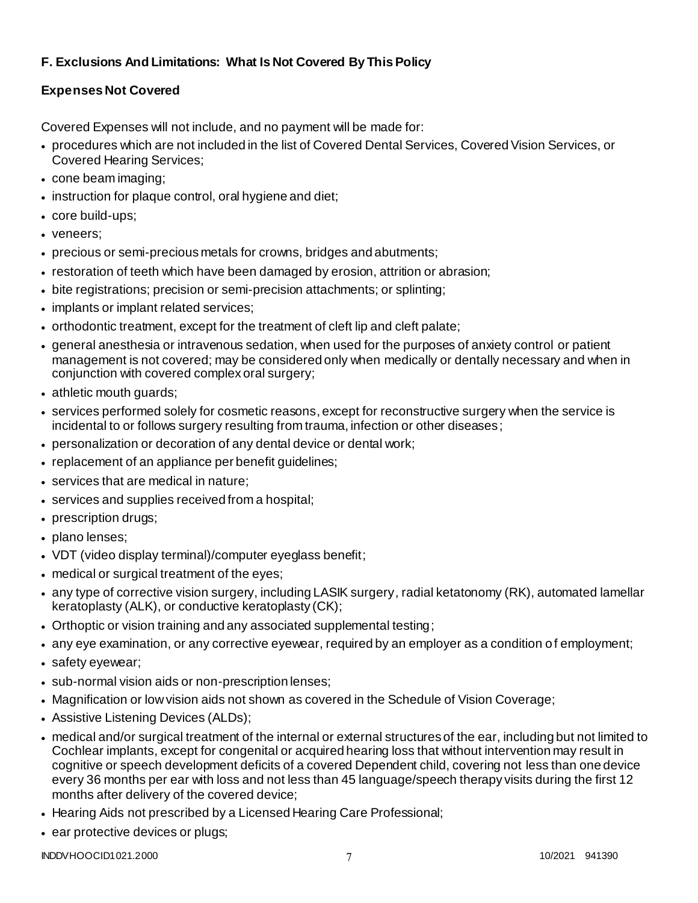**F. Exclusions And Limitations: What Is Not Covered By This Policy**

**Expenses Not Covered**

Covered Expenses will not include, and no payment will be made for:

- procedures which are not included in the list of Covered Dental Services, Covered Vision Services, or Covered Hearing Services;
- cone beam imaging;
- instruction for plaque control, oral hygiene and diet;
- core build-ups;
- veneers;
- precious or semi-precious metals for crowns, bridges and abutments;
- restoration of teeth which have been damaged by erosion, attrition or abrasion;
- bite registrations; precision or semi-precision attachments; or splinting;
- implants or implant related services;
- orthodontic treatment, except for the treatment of cleft lip and cleft palate;
- general anesthesia or intravenous sedation, when used for the purposes of anxiety control or patient management is not covered; may be considered only when medically or dentally necessary and when in conjunction with covered complex oral surgery;
- athletic mouth guards;
- services performed solely for cosmetic reasons, except for reconstructive surgery when the service is incidental to or follows surgery resulting from trauma, infection or other diseases;
- personalization or decoration of any dental device or dental work;
- replacement of an appliance per benefit guidelines;
- services that are medical in nature;
- services and supplies received from a hospital;
- prescription drugs;
- plano lenses;
- VDT (video display terminal)/computer eyeglass benefit;
- medical or surgical treatment of the eyes;
- any type of corrective vision surgery, including LASIK surgery, radial ketatonomy (RK), automated lamellar keratoplasty (ALK), or conductive keratoplasty (CK);
- Orthoptic or vision training and any associated supplemental testing;
- any eye examination, or any corrective eyewear, required by an employer as a condition of employment;
- safety eyewear;
- sub-normal vision aids or non-prescription lenses;
- Magnification or low vision aids not shown as covered in the Schedule of Vision Coverage;
- Assistive Listening Devices (ALDs);
- medical and/or surgical treatment of the internal or external structures of the ear, including but not limited to Cochlear implants, except for congenital or acquired hearing loss that without intervention may result in cognitive or speech development deficits of a covered Dependent child, covering not less than one device every 36 months per ear with loss and not less than 45 language/speech therapy visits during the first 12 months after delivery of the covered device;
- Hearing Aids not prescribed by a Licensed Hearing Care Professional;
- ear protective devices or plugs;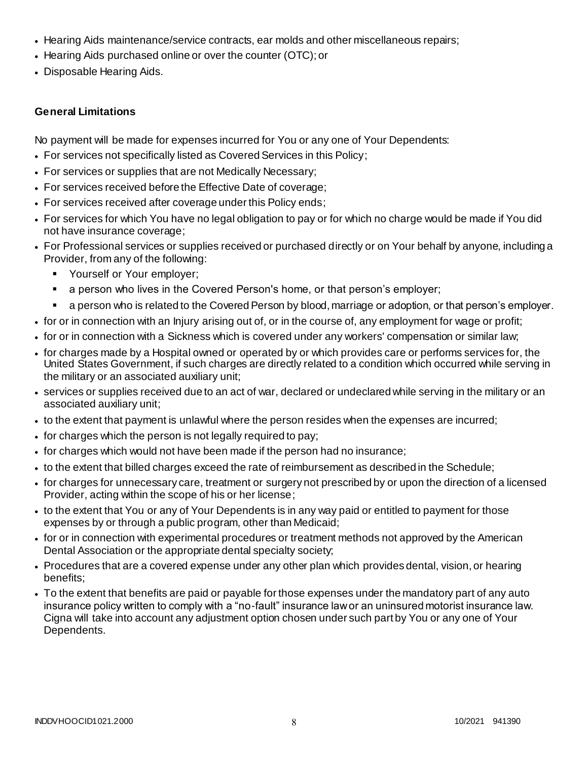- Hearing Aids maintenance/service contracts, ear molds and other miscellaneous repairs;
- Hearing Aids purchased online or over the counter (OTC); or
- Disposable Hearing Aids.

**General Limitations**

No payment will be made for expenses incurred for You or any one of Your Dependents:

- For services not specifically listed as Covered Services in this Policy;
- For services or supplies that are not Medically Necessary;
- For services received before the Effective Date of coverage;
- For services received after coverage under this Policy ends;
- For services for which You have no legal obligation to pay or for which no charge would be made if You did not have insurance coverage;
- For Professional services or supplies received or purchased directly or on Your behalf by anyone, including a Provider, from any of the following:
  - Yourself or Your employer;
  - a person who lives in the Covered Person's home, or that person's employer;
  - a person who is related to the Covered Person by blood, marriage or adoption, or that person's employer.
- for or in connection with an Injury arising out of, or in the course of, any employment for wage or profit;
- for or in connection with a Sickness which is covered under any workers' compensation or similar law;
- for charges made by a Hospital owned or operated by or which provides care or performs services for, the United States Government, if such charges are directly related to a condition which occurred while serving in the military or an associated auxiliary unit;
- services or supplies received due to an act of war, declared or undeclared while serving in the military or an associated auxiliary unit;
- to the extent that payment is unlawful where the person resides when the expenses are incurred;
- for charges which the person is not legally required to pay;
- for charges which would not have been made if the person had no insurance;
- to the extent that billed charges exceed the rate of reimbursement as described in the Schedule;
- for charges for unnecessary care, treatment or surgery not prescribed by or upon the direction of a licensed Provider, acting within the scope of his or her license;
- to the extent that You or any of Your Dependents is in any way paid or entitled to payment for those expenses by or through a public program, other than Medicaid;
- for or in connection with experimental procedures or treatment methods not approved by the American Dental Association or the appropriate dental specialty society;
- Procedures that are a covered expense under any other plan which provides dental, vision, or hearing benefits;
- To the extent that benefits are paid or payable for those expenses under the mandatory part of any auto insurance policy written to comply with a "no-fault" insurance law or an uninsured motorist insurance law. Cigna will take into account any adjustment option chosen under such part by You or any one of Your Dependents.

INDDVHOOCID1021.2000 10/2021 941390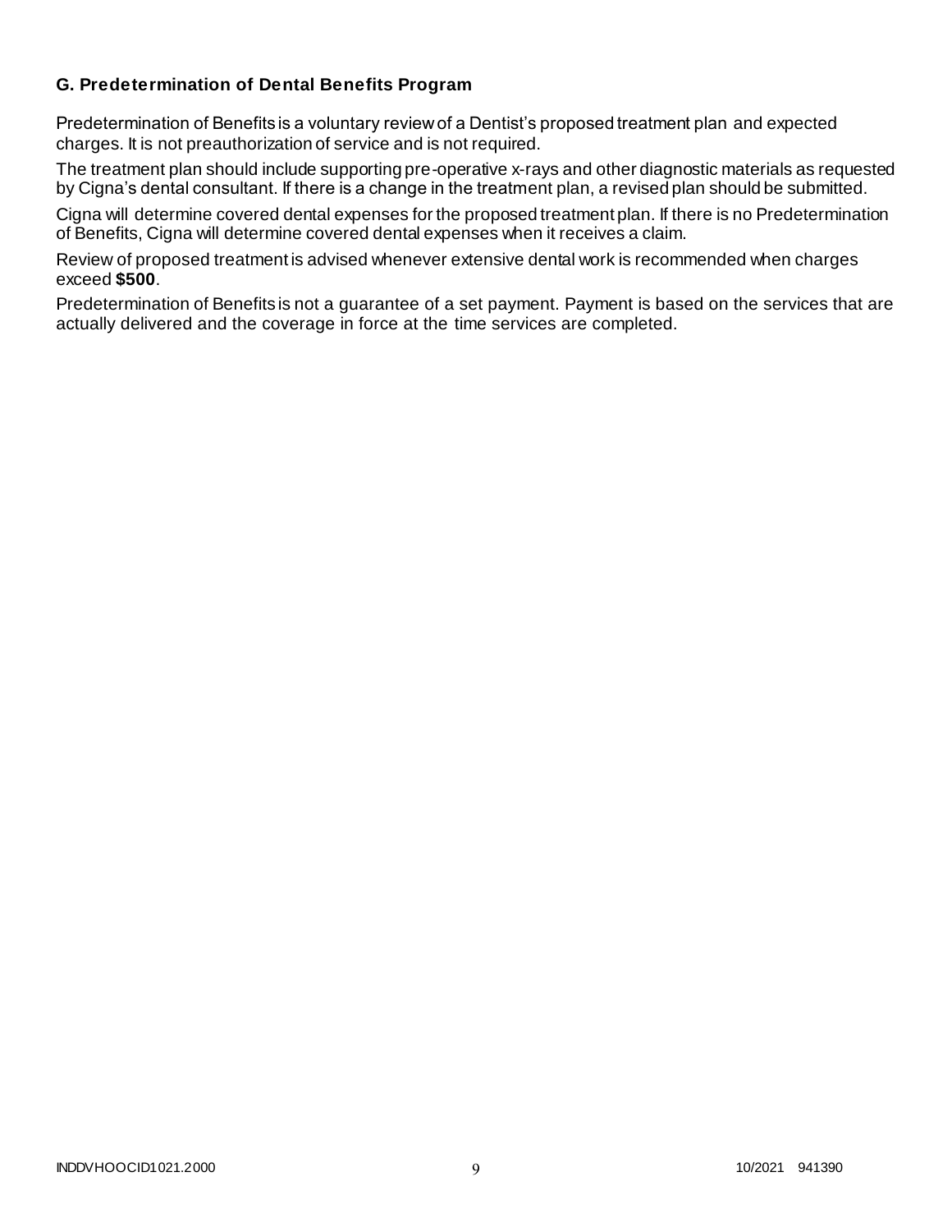### G. Predetermination of Dental Benefits Program

Predetermination of Benefits is a voluntary review of a Dentist's proposed treatment plan and expected charges. It is not preauthorization of service and is not required.

The treatment plan should include supporting pre-operative x-rays and other diagnostic materials as requested by Cigna's dental consultant. If there is a change in the treatment plan, a revised plan should be submitted.

Cigna will determine covered dental expenses for the proposed treatment plan. If there is no Predetermination of Benefits, Cigna will determine covered dental expenses when it receives a claim.

Review of proposed treatment is advised whenever extensive dental work is recommended when charges exceed **$500**.

Predetermination of Benefits is not a guarantee of a set payment. Payment is based on the services that are actually delivered and the coverage in force at the time services are completed.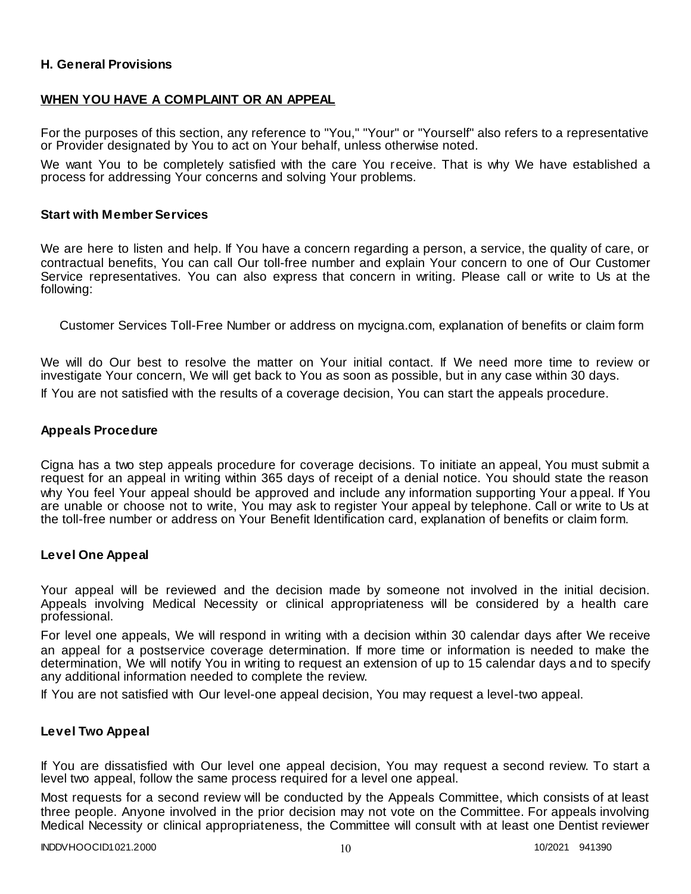## H. General Provisions

**WHEN YOU HAVE A COMPLAINT OR AN APPEAL**

For the purposes of this section, any reference to "You," "Your" or "Yourself" also refers to a representative or Provider designated by You to act on Your behalf, unless otherwise noted.

We want You to be completely satisfied with the care You receive. That is why We have established a process for addressing Your concerns and solving Your problems.

### Start with Member Services

We are here to listen and help. If You have a concern regarding a person, a service, the quality of care, or contractual benefits, You can call Our toll-free number and explain Your concern to one of Our Customer Service representatives. You can also express that concern in writing. Please call or write to Us at the following:

Customer Services Toll-Free Number or address on mycigna.com, explanation of benefits or claim form

We will do Our best to resolve the matter on Your initial contact. If We need more time to review or investigate Your concern, We will get back to You as soon as possible, but in any case within 30 days.

If You are not satisfied with the results of a coverage decision, You can start the appeals procedure.

### Appeals Procedure

Cigna has a two step appeals procedure for coverage decisions. To initiate an appeal, You must submit a request for an appeal in writing within 365 days of receipt of a denial notice. You should state the reason why You feel Your appeal should be approved and include any information supporting Your appeal. If You are unable or choose not to write, You may ask to register Your appeal by telephone. Call or write to Us at the toll-free number or address on Your Benefit Identification card, explanation of benefits or claim form.

### Level One Appeal

Your appeal will be reviewed and the decision made by someone not involved in the initial decision. Appeals involving Medical Necessity or clinical appropriateness will be considered by a health care professional.

For level one appeals, We will respond in writing with a decision within 30 calendar days after We receive an appeal for a postservice coverage determination. If more time or information is needed to make the determination, We will notify You in writing to request an extension of up to 15 calendar days and to specify any additional information needed to complete the review.

If You are not satisfied with Our level-one appeal decision, You may request a level-two appeal.

### Level Two Appeal

If You are dissatisfied with Our level one appeal decision, You may request a second review. To start a level two appeal, follow the same process required for a level one appeal.

Most requests for a second review will be conducted by the Appeals Committee, which consists of at least three people. Anyone involved in the prior decision may not vote on the Committee. For appeals involving Medical Necessity or clinical appropriateness, the Committee will consult with at least one Dentist reviewer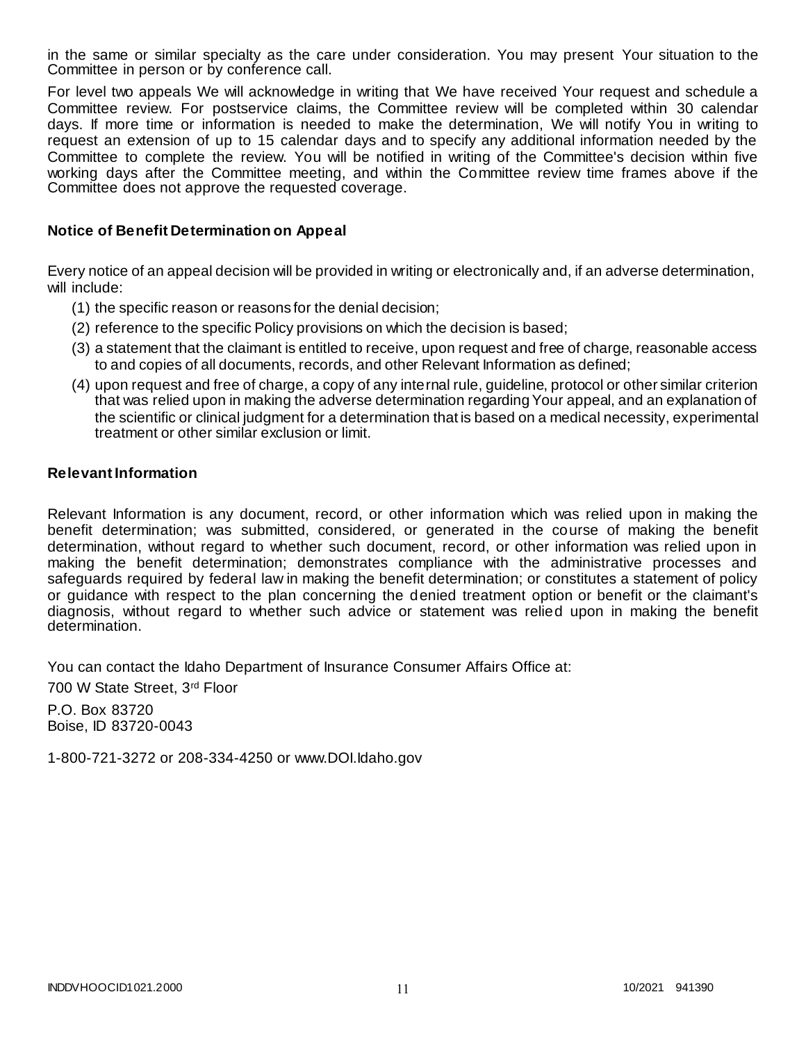in the same or similar specialty as the care under consideration. You may present Your situation to the Committee in person or by conference call.

For level two appeals We will acknowledge in writing that We have received Your request and schedule a Committee review. For postservice claims, the Committee review will be completed within 30 calendar days. If more time or information is needed to make the determination, We will notify You in writing to request an extension of up to 15 calendar days and to specify any additional information needed by the Committee to complete the review. You will be notified in writing of the Committee's decision within five working days after the Committee meeting, and within the Committee review time frames above if the Committee does not approve the requested coverage.

### Notice of Benefit Determination on Appeal

Every notice of an appeal decision will be provided in writing or electronically and, if an adverse determination, will include:

(1) the specific reason or reasons for the denial decision;

(2) reference to the specific Policy provisions on which the decision is based;

(3) a statement that the claimant is entitled to receive, upon request and free of charge, reasonable access to and copies of all documents, records, and other Relevant Information as defined;

(4) upon request and free of charge, a copy of any internal rule, guideline, protocol or other similar criterion that was relied upon in making the adverse determination regarding Your appeal, and an explanation of the scientific or clinical judgment for a determination that is based on a medical necessity, experimental treatment or other similar exclusion or limit.

### Relevant Information

Relevant Information is any document, record, or other information which was relied upon in making the benefit determination; was submitted, considered, or generated in the course of making the benefit determination, without regard to whether such document, record, or other information was relied upon in making the benefit determination; demonstrates compliance with the administrative processes and safeguards required by federal law in making the benefit determination; or constitutes a statement of policy or guidance with respect to the plan concerning the denied treatment option or benefit or the claimant's diagnosis, without regard to whether such advice or statement was relied upon in making the benefit determination.

You can contact the Idaho Department of Insurance Consumer Affairs Office at:

700 W State Street, 3rd Floor

P.O. Box 83720
Boise, ID 83720-0043

1-800-721-3272 or 208-334-4250 or www.DOI.Idaho.gov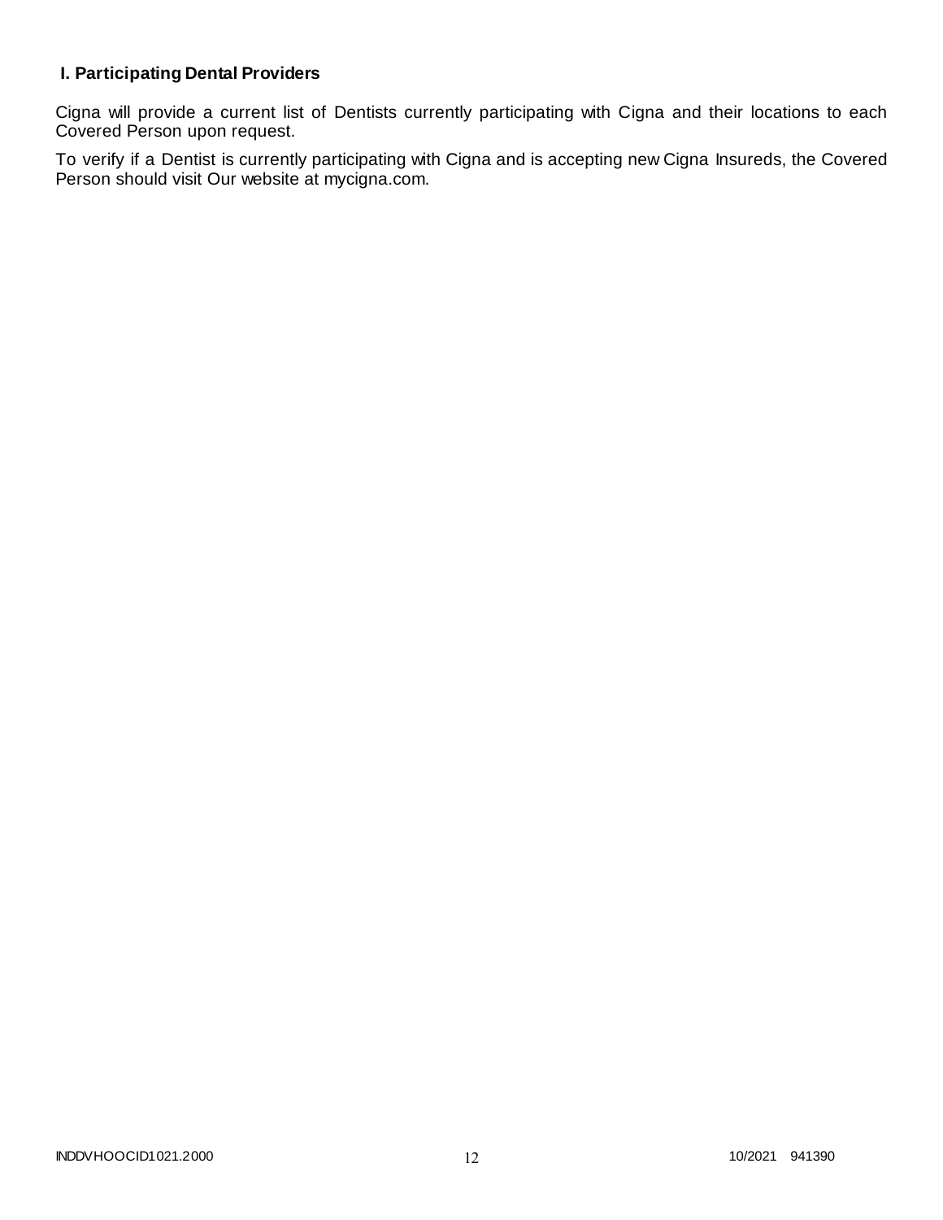## I. Participating Dental Providers

Cigna will provide a current list of Dentists currently participating with Cigna and their locations to each Covered Person upon request.

To verify if a Dentist is currently participating with Cigna and is accepting new Cigna Insureds, the Covered Person should visit Our website at mycigna.com.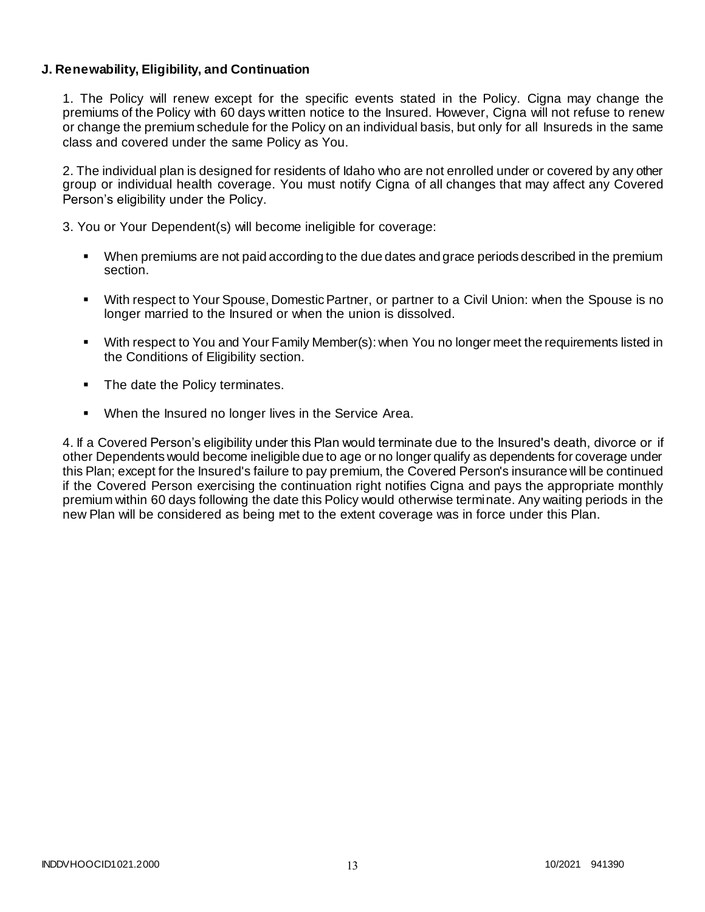**J. Renewability, Eligibility, and Continuation**

1. The Policy will renew except for the specific events stated in the Policy. Cigna may change the premiums of the Policy with 60 days written notice to the Insured. However, Cigna will not refuse to renew or change the premium schedule for the Policy on an individual basis, but only for all Insureds in the same class and covered under the same Policy as You.

2. The individual plan is designed for residents of Idaho who are not enrolled under or covered by any other group or individual health coverage. You must notify Cigna of all changes that may affect any Covered Person's eligibility under the Policy.

3. You or Your Dependent(s) will become ineligible for coverage:

- When premiums are not paid according to the due dates and grace periods described in the premium section.
- With respect to Your Spouse, Domestic Partner, or partner to a Civil Union: when the Spouse is no longer married to the Insured or when the union is dissolved.
- With respect to You and Your Family Member(s): when You no longer meet the requirements listed in the Conditions of Eligibility section.
- The date the Policy terminates.
- When the Insured no longer lives in the Service Area.

4. If a Covered Person's eligibility under this Plan would terminate due to the Insured's death, divorce or if other Dependents would become ineligible due to age or no longer qualify as dependents for coverage under this Plan; except for the Insured's failure to pay premium, the Covered Person's insurance will be continued if the Covered Person exercising the continuation right notifies Cigna and pays the appropriate monthly premium within 60 days following the date this Policy would otherwise terminate. Any waiting periods in the new Plan will be considered as being met to the extent coverage was in force under this Plan.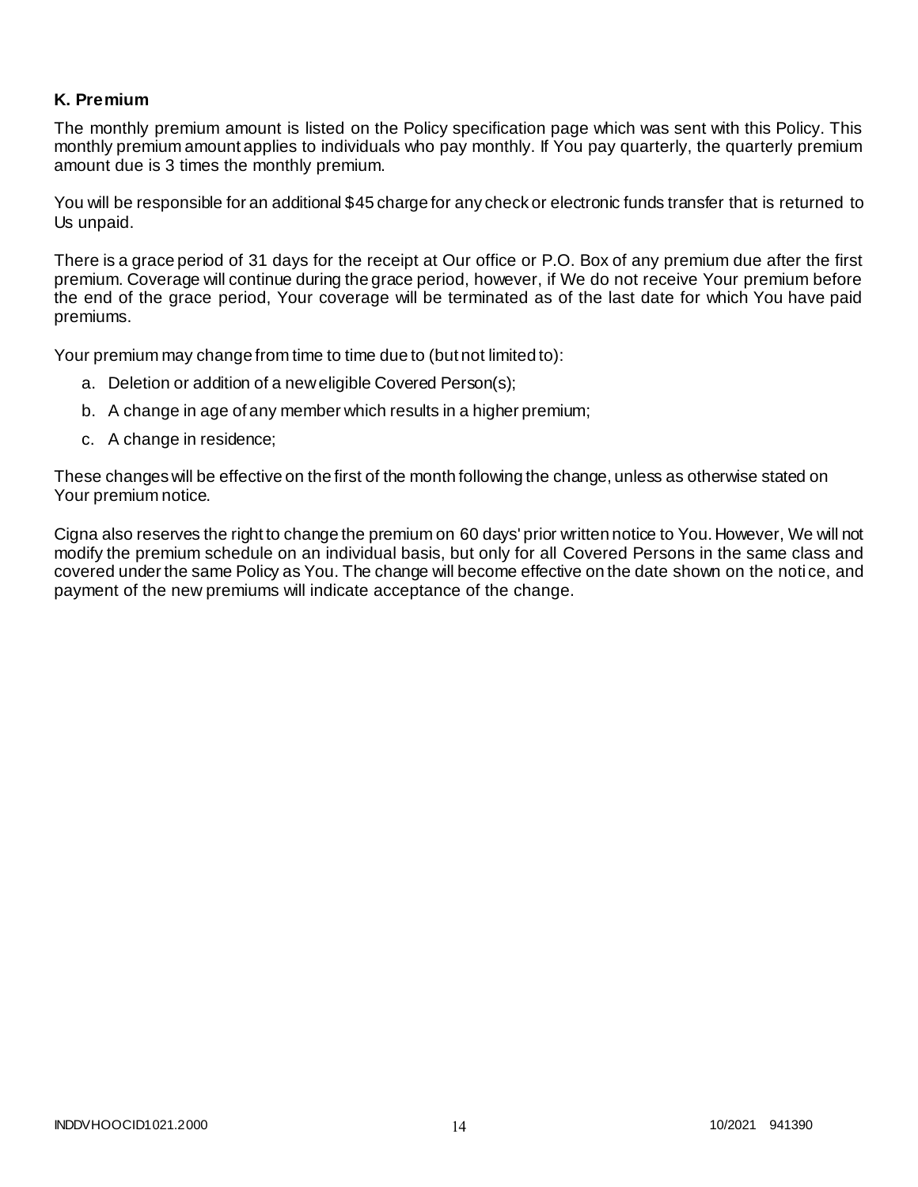### K. Premium

The monthly premium amount is listed on the Policy specification page which was sent with this Policy. This monthly premium amount applies to individuals who pay monthly. If You pay quarterly, the quarterly premium amount due is 3 times the monthly premium.

You will be responsible for an additional $45 charge for any check or electronic funds transfer that is returned to Us unpaid.

There is a grace period of 31 days for the receipt at Our office or P.O. Box of any premium due after the first premium. Coverage will continue during the grace period, however, if We do not receive Your premium before the end of the grace period, Your coverage will be terminated as of the last date for which You have paid premiums.

Your premium may change from time to time due to (but not limited to):

a. Deletion or addition of a new eligible Covered Person(s);
b. A change in age of any member which results in a higher premium;
c. A change in residence;

These changes will be effective on the first of the month following the change, unless as otherwise stated on Your premium notice.

Cigna also reserves the right to change the premium on 60 days' prior written notice to You. However, We will not modify the premium schedule on an individual basis, but only for all Covered Persons in the same class and covered under the same Policy as You. The change will become effective on the date shown on the notice, and payment of the new premiums will indicate acceptance of the change.